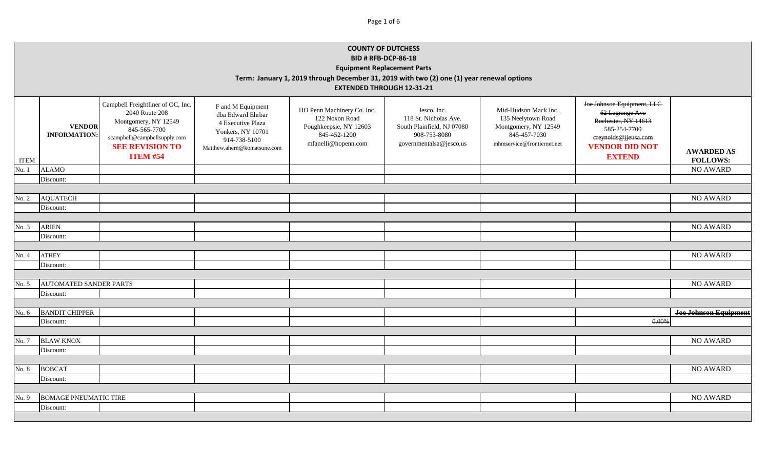# COUNTY OF DUTCHESS

**BID # RFB-DCP-86-18**

**Equipment Replacement Parts**

**Term: January 1, 2019 through December 31, 2019 with two (2) one (1) year renewal options**

**EXTENDED THROUGH 12-31-21**

| ITEM | VENDOR INFORMATION: | Campbell Freightliner of OC, Inc. 2040 Route 208 Montgomery, NY 12549 845-565-7700 scampbell@campbellsupply.com **SEE REVISION TO ITEM #54** | F and M Equipment dba Edward Ehrbar 4 Executive Plaza Yonkers, NY 10701 914-738-5100 Matthew.ahern@komatsune.com | HO Penn Machinery Co. Inc. 122 Noxon Road Poughkeepsie, NY 12603 845-452-1200 mfanelli@hopenn.com | Jesco, Inc. 118 St. Nicholas Ave. South Plainfield, NJ 07080 908-753-8080 governmentalsa@jesco.us | Mid-Hudson Mack Inc. 135 Neelytown Road Montgomery, NY 12549 845-457-7030 mhmservice@frontiernet.net | ~~Joe Johnson Equipment, LLC 62 Lagrange Ave Rochester, NY 14613 585-254-7700 creynolds@jjeusa.com~~ **VENDOR DID NOT EXTEND** | **AWARDED AS FOLLOWS:** |
|---|---|---|---|---|---|---|---|---|
| No. 1 | ALAMO | | | | | | | NO AWARD |
| | Discount: | | | | | | | |
| No. 2 | AQUATECH | | | | | | | NO AWARD |
| | Discount: | | | | | | | |
| No. 3 | ARIEN | | | | | | | NO AWARD |
| | Discount: | | | | | | | |
| No. 4 | ATHEY | | | | | | | NO AWARD |
| | Discount: | | | | | | | |
| No. 5 | AUTOMATED SANDER PARTS | | | | | | | NO AWARD |
| | Discount: | | | | | | | |
| No. 6 | BANDIT CHIPPER | | | | | | | ~~**Joe Johnson Equipment**~~ |
| | Discount: | | | | | | ~~0.00%~~ | |
| No. 7 | BLAW KNOX | | | | | | | NO AWARD |
| | Discount: | | | | | | | |
| No. 8 | BOBCAT | | | | | | | NO AWARD |
| | Discount: | | | | | | | |
| No. 9 | BOMAGE PNEUMATIC TIRE | | | | | | | NO AWARD |
| | Discount: | | | | | | | |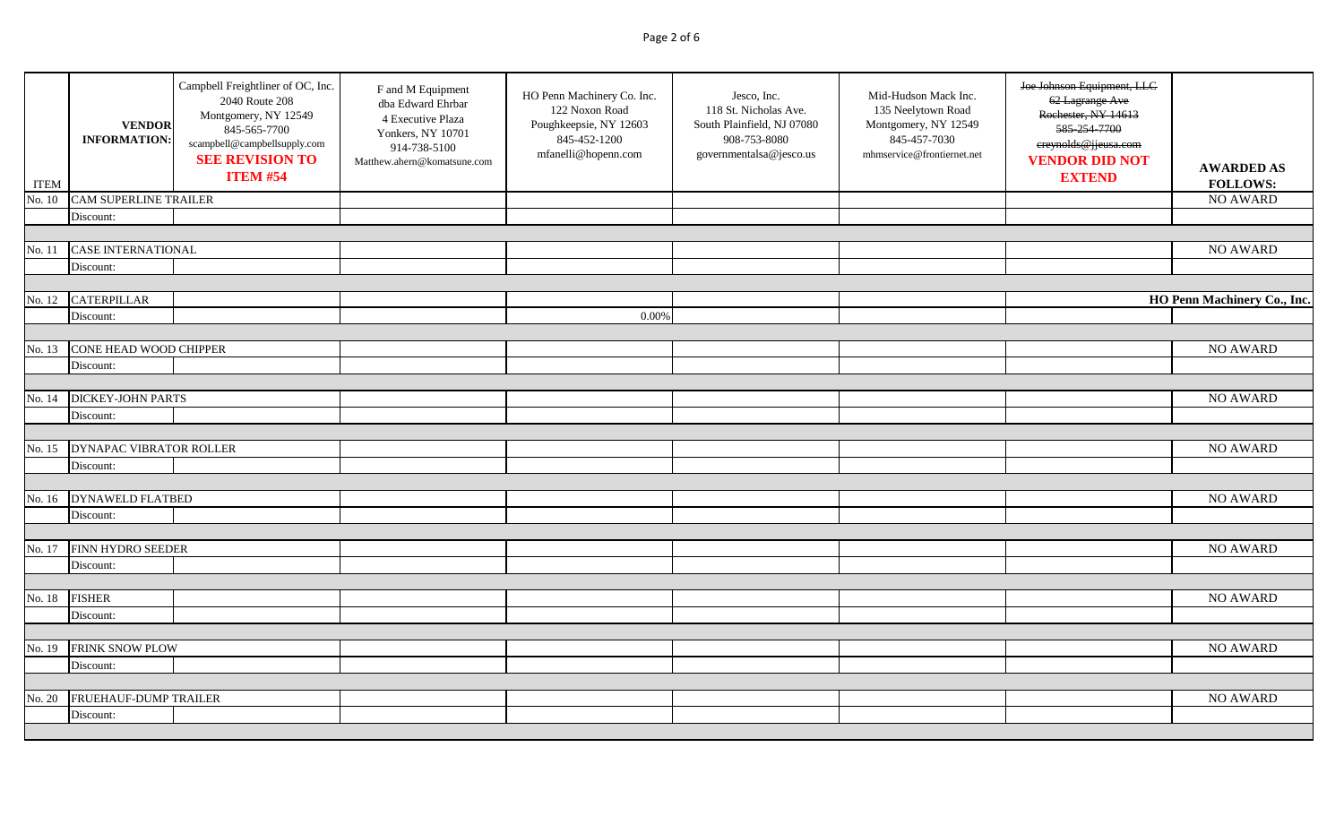| ITEM | VENDOR INFORMATION: | Campbell Freightliner of OC, Inc.<br>2040 Route 208<br>Montgomery, NY 12549<br>845-565-7700<br>scampbell@campbellsupply.com<br>**SEE REVISION TO ITEM #54** | F and M Equipment<br>dba Edward Ehrbar<br>4 Executive Plaza<br>Yonkers, NY 10701<br>914-738-5100<br>Matthew.ahern@komatsune.com | HO Penn Machinery Co. Inc.<br>122 Noxon Road<br>Poughkeepsie, NY 12603<br>845-452-1200<br>mfanelli@hopenn.com | Jesco, Inc.<br>118 St. Nicholas Ave.<br>South Plainfield, NJ 07080<br>908-753-8080<br>governmentalsa@jesco.us | Mid-Hudson Mack Inc.<br>135 Neelytown Road<br>Montgomery, NY 12549<br>845-457-7030<br>mhmservice@frontiernet.net | ~~Joe Johnson Equipment, LLC<br>62 Lagrange Ave<br>Rochester, NY 14613<br>585-254-7700<br>creynolds@jjeusa.com~~<br>**VENDOR DID NOT EXTEND** | **AWARDED AS FOLLOWS:** |
|---|---|---|---|---|---|---|---|---|
| No. 10 | CAM SUPERLINE TRAILER | | | | | | | NO AWARD |
| | Discount: | | | | | | | |
| | | | | | | | | |
| No. 11 | CASE INTERNATIONAL | | | | | | | NO AWARD |
| | Discount: | | | | | | | |
| | | | | | | | | |
| No. 12 | CATERPILLAR | | | | | | | **HO Penn Machinery Co., Inc.** |
| | Discount: | | | 0.00% | | | | |
| | | | | | | | | |
| No. 13 | CONE HEAD WOOD CHIPPER | | | | | | | NO AWARD |
| | Discount: | | | | | | | |
| | | | | | | | | |
| No. 14 | DICKEY-JOHN PARTS | | | | | | | NO AWARD |
| | Discount: | | | | | | | |
| | | | | | | | | |
| No. 15 | DYNAPAC VIBRATOR ROLLER | | | | | | | NO AWARD |
| | Discount: | | | | | | | |
| | | | | | | | | |
| No. 16 | DYNAWELD FLATBED | | | | | | | NO AWARD |
| | Discount: | | | | | | | |
| | | | | | | | | |
| No. 17 | FINN HYDRO SEEDER | | | | | | | NO AWARD |
| | Discount: | | | | | | | |
| | | | | | | | | |
| No. 18 | FISHER | | | | | | | NO AWARD |
| | Discount: | | | | | | | |
| | | | | | | | | |
| No. 19 | FRINK SNOW PLOW | | | | | | | NO AWARD |
| | Discount: | | | | | | | |
| | | | | | | | | |
| No. 20 | FRUEHAUF-DUMP TRAILER | | | | | | | NO AWARD |
| | Discount: | | | | | | | |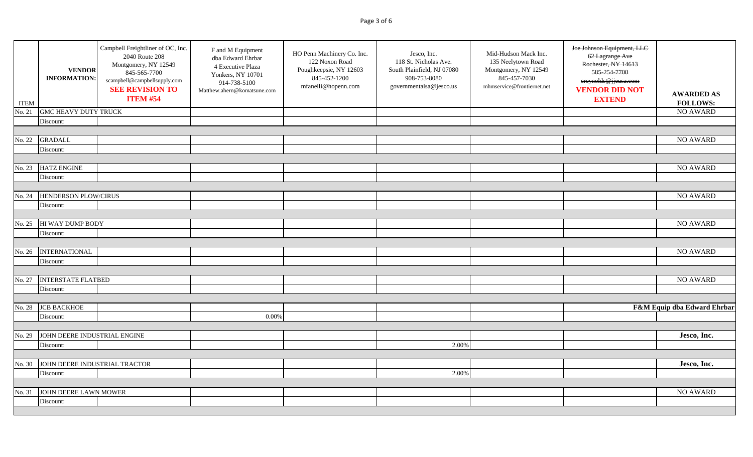| ITEM | VENDOR INFORMATION: | Campbell Freightliner of OC, Inc. 2040 Route 208 Montgomery, NY 12549 845-565-7700 scampbell@campbellsupply.com **SEE REVISION TO ITEM #54** | F and M Equipment dba Edward Ehrbar 4 Executive Plaza Yonkers, NY 10701 914-738-5100 Matthew.ahern@komatsune.com | HO Penn Machinery Co. Inc. 122 Noxon Road Poughkeepsie, NY 12603 845-452-1200 mfanelli@hopenn.com | Jesco, Inc. 118 St. Nicholas Ave. South Plainfield, NJ 07080 908-753-8080 governmentalsa@jesco.us | Mid-Hudson Mack Inc. 135 Neelytown Road Montgomery, NY 12549 845-457-7030 mhmservice@frontiernet.net | ~~Joe Johnson Equipment, LLC 62 Lagrange Ave Rochester, NY 14613 585-254-7700 creynolds@jjeusa.com~~ **VENDOR DID NOT EXTEND** | AWARDED AS FOLLOWS: |
|---|---|---|---|---|---|---|---|---|
| No. 21 | GMC HEAVY DUTY TRUCK | | | | | | | NO AWARD |
| | Discount: | | | | | | | |
| No. 22 | GRADALL | | | | | | | NO AWARD |
| | Discount: | | | | | | | |
| No. 23 | HATZ ENGINE | | | | | | | NO AWARD |
| | Discount: | | | | | | | |
| No. 24 | HENDERSON PLOW/CIRUS | | | | | | | NO AWARD |
| | Discount: | | | | | | | |
| No. 25 | HI WAY DUMP BODY | | | | | | | NO AWARD |
| | Discount: | | | | | | | |
| No. 26 | INTERNATIONAL | | | | | | | NO AWARD |
| | Discount: | | | | | | | |
| No. 27 | INTERSTATE FLATBED | | | | | | | NO AWARD |
| | Discount: | | | | | | | |
| No. 28 | JCB BACKHOE | | | | | | | **F&M Equip dba Edward Ehrbar** |
| | Discount: | | 0.00% | | | | | |
| No. 29 | JOHN DEERE INDUSTRIAL ENGINE | | | | | | | **Jesco, Inc.** |
| | Discount: | | | | 2.00% | | | |
| No. 30 | JOHN DEERE INDUSTRIAL TRACTOR | | | | | | | **Jesco, Inc.** |
| | Discount: | | | | 2.00% | | | |
| No. 31 | JOHN DEERE LAWN MOWER | | | | | | | NO AWARD |
| | Discount: | | | | | | | |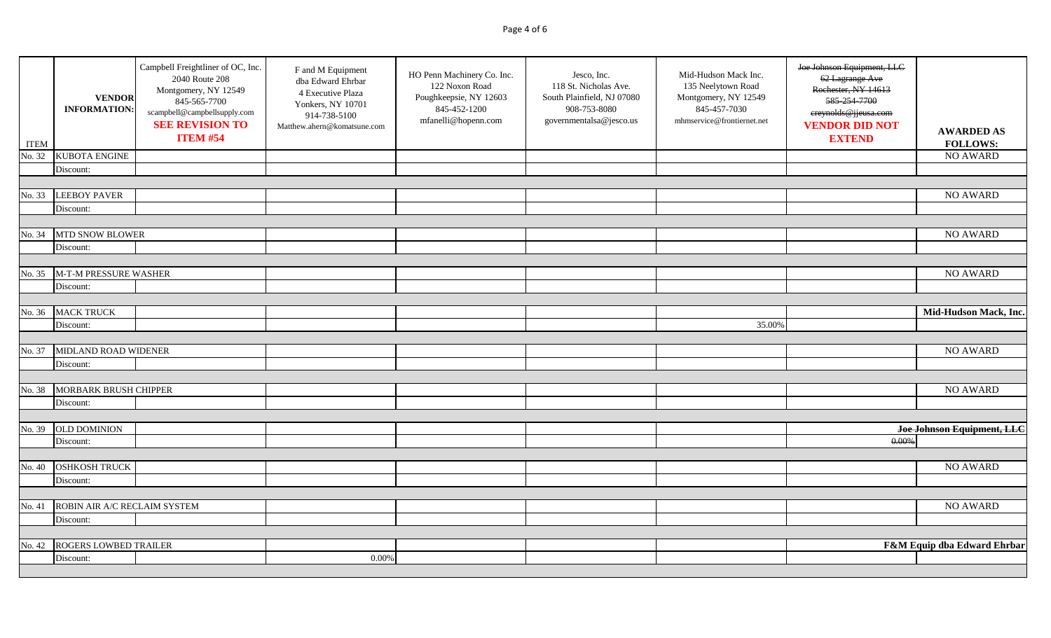| ITEM | VENDOR INFORMATION: | Campbell Freightliner of OC, Inc. 2040 Route 208 Montgomery, NY 12549 845-565-7700 scampbell@campbellsupply.com **SEE REVISION TO ITEM #54** | F and M Equipment dba Edward Ehrbar 4 Executive Plaza Yonkers, NY 10701 914-738-5100 Matthew.ahern@komatsune.com | HO Penn Machinery Co. Inc. 122 Noxon Road Poughkeepsie, NY 12603 845-452-1200 mfanelli@hopenn.com | Jesco, Inc. 118 St. Nicholas Ave. South Plainfield, NJ 07080 908-753-8080 governmentalsa@jesco.us | Mid-Hudson Mack Inc. 135 Neelytown Road Montgomery, NY 12549 845-457-7030 mhmservice@frontiernet.net | ~~Joe Johnson Equipment, LLC 62 Lagrange Ave Rochester, NY 14613 585-254-7700 creynolds@jjeusa.com~~ **VENDOR DID NOT EXTEND** | **AWARDED AS FOLLOWS:** |
|---|---|---|---|---|---|---|---|---|
| No. 32 | KUBOTA ENGINE | | | | | | | NO AWARD |
| | Discount: | | | | | | | |
| No. 33 | LEEBOY PAVER | | | | | | | NO AWARD |
| | Discount: | | | | | | | |
| No. 34 | MTD SNOW BLOWER | | | | | | | NO AWARD |
| | Discount: | | | | | | | |
| No. 35 | M-T-M PRESSURE WASHER | | | | | | | NO AWARD |
| | Discount: | | | | | | | |
| No. 36 | MACK TRUCK | | | | | | | **Mid-Hudson Mack, Inc.** |
| | Discount: | | | | | 35.00% | | |
| No. 37 | MIDLAND ROAD WIDENER | | | | | | | NO AWARD |
| | Discount: | | | | | | | |
| No. 38 | MORBARK BRUSH CHIPPER | | | | | | | NO AWARD |
| | Discount: | | | | | | | |
| No. 39 | OLD DOMINION | | | | | | | ~~**Joe Johnson Equipment, LLC**~~ |
| | Discount: | | | | | | ~~0.00%~~ | |
| No. 40 | OSHKOSH TRUCK | | | | | | | NO AWARD |
| | Discount: | | | | | | | |
| No. 41 | ROBIN AIR A/C RECLAIM SYSTEM | | | | | | | NO AWARD |
| | Discount: | | | | | | | |
| No. 42 | ROGERS LOWBED TRAILER | | | | | | | **F&M Equip dba Edward Ehrbar** |
| | Discount: | | 0.00% | | | | | |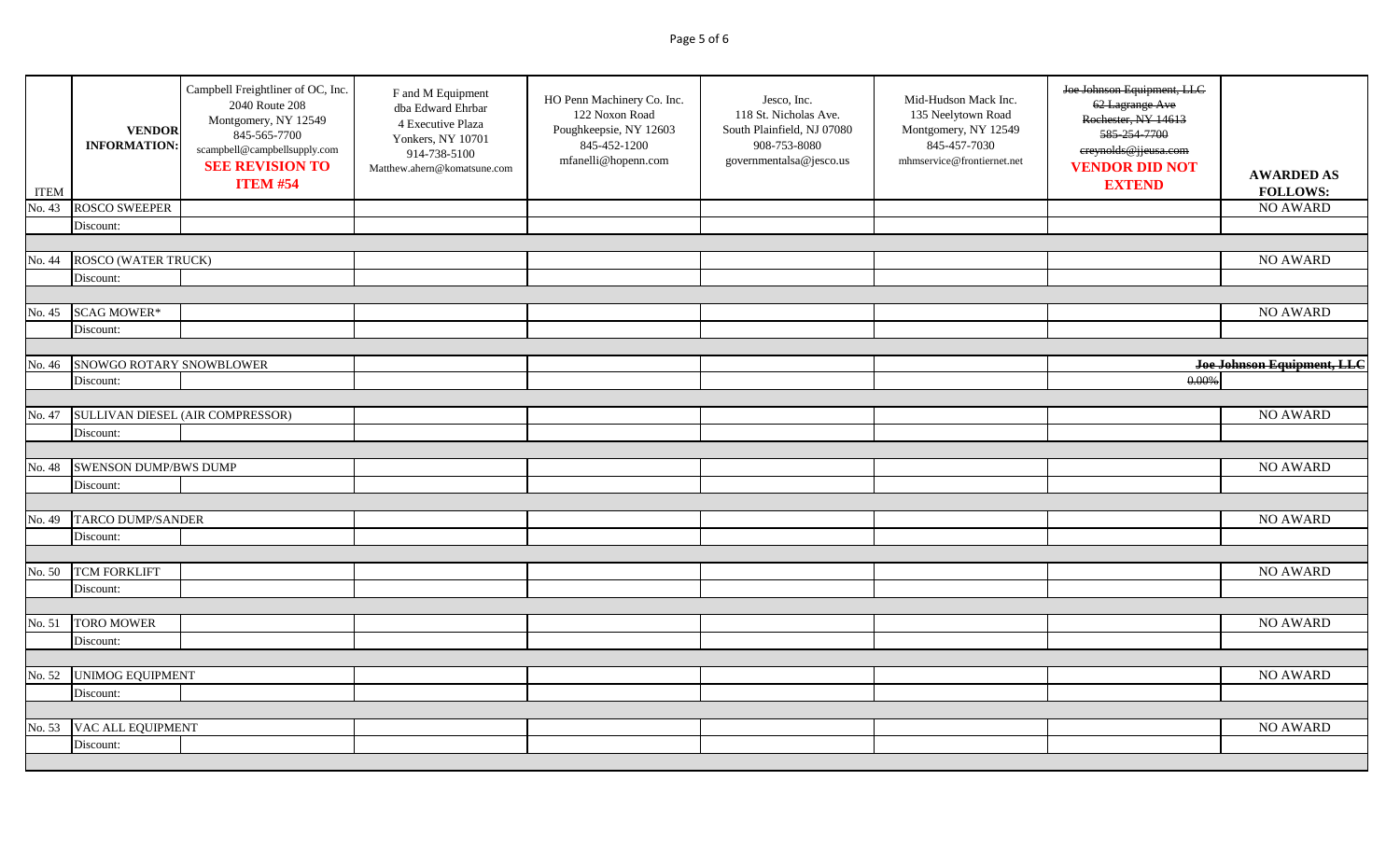| ITEM | VENDOR INFORMATION: | Campbell Freightliner of OC, Inc. 2040 Route 208 Montgomery, NY 12549 845-565-7700 scampbell@campbellsupply.com **SEE REVISION TO ITEM #54** | F and M Equipment dba Edward Ehrbar 4 Executive Plaza Yonkers, NY 10701 914-738-5100 Matthew.ahern@komatsune.com | HO Penn Machinery Co. Inc. 122 Noxon Road Poughkeepsie, NY 12603 845-452-1200 mfanelli@hopenn.com | Jesco, Inc. 118 St. Nicholas Ave. South Plainfield, NJ 07080 908-753-8080 governmentalsa@jesco.us | Mid-Hudson Mack Inc. 135 Neelytown Road Montgomery, NY 12549 845-457-7030 mhmservice@frontiernet.net | ~~Joe Johnson Equipment, LLC 62 Lagrange Ave Rochester, NY 14613 585-254-7700 creynolds@jjeusa.com~~ **VENDOR DID NOT EXTEND** | **AWARDED AS FOLLOWS:** |
|---|---|---|---|---|---|---|---|---|
| No. 43 | ROSCO SWEEPER | | | | | | | NO AWARD |
| | Discount: | | | | | | | |
| No. 44 | ROSCO (WATER TRUCK) | | | | | | | NO AWARD |
| | Discount: | | | | | | | |
| No. 45 | SCAG MOWER* | | | | | | | NO AWARD |
| | Discount: | | | | | | | |
| No. 46 | SNOWGO ROTARY SNOWBLOWER | | | | | | | ~~Joe Johnson Equipment, LLC~~ |
| | Discount: | | | | | | ~~0.00%~~ | |
| No. 47 | SULLIVAN DIESEL (AIR COMPRESSOR) | | | | | | | NO AWARD |
| | Discount: | | | | | | | |
| No. 48 | SWENSON DUMP/BWS DUMP | | | | | | | NO AWARD |
| | Discount: | | | | | | | |
| No. 49 | TARCO DUMP/SANDER | | | | | | | NO AWARD |
| | Discount: | | | | | | | |
| No. 50 | TCM FORKLIFT | | | | | | | NO AWARD |
| | Discount: | | | | | | | |
| No. 51 | TORO MOWER | | | | | | | NO AWARD |
| | Discount: | | | | | | | |
| No. 52 | UNIMOG EQUIPMENT | | | | | | | NO AWARD |
| | Discount: | | | | | | | |
| No. 53 | VAC ALL EQUIPMENT | | | | | | | NO AWARD |
| | Discount: | | | | | | | |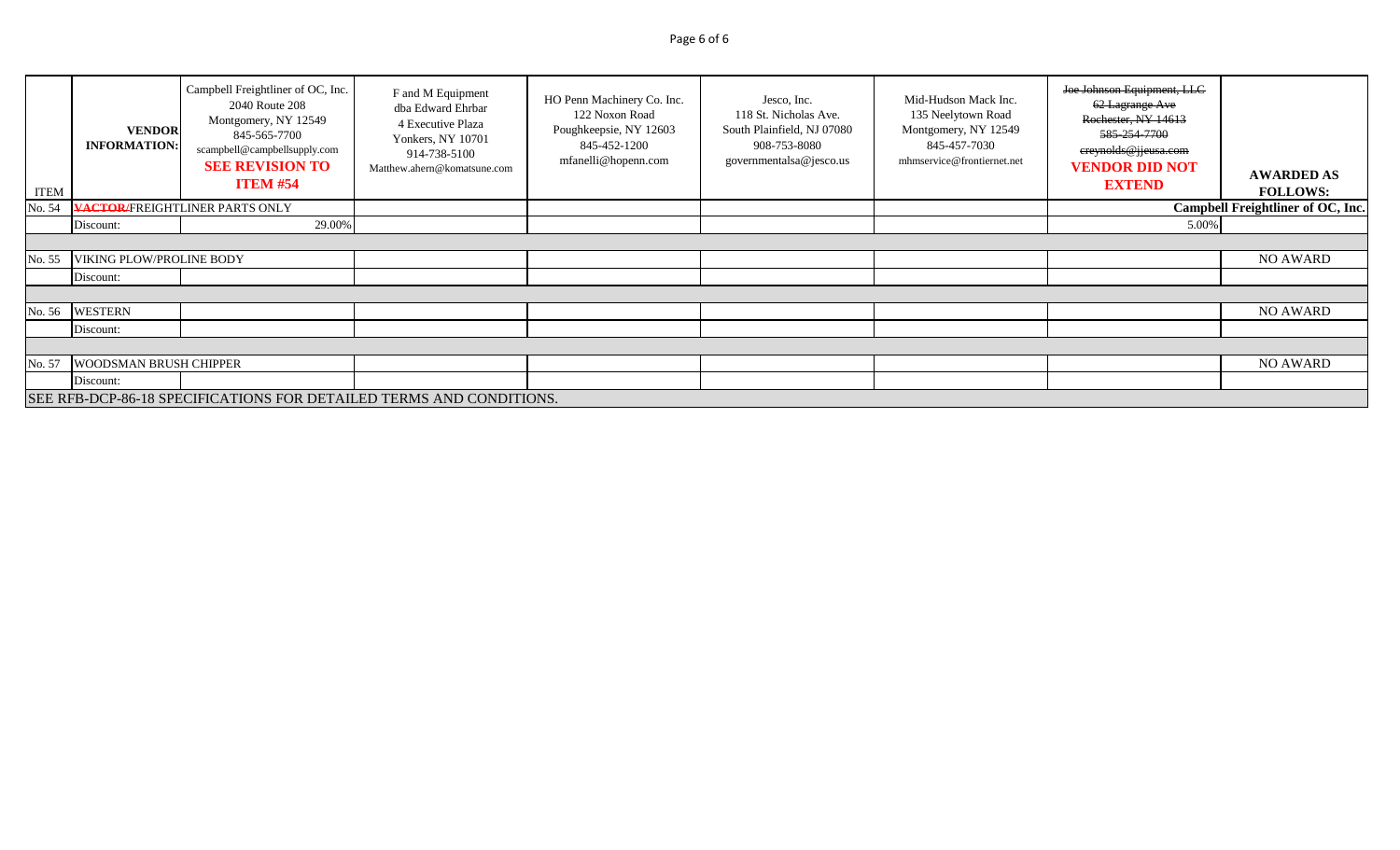| ITEM | VENDOR INFORMATION: | Campbell Freightliner of OC, Inc. 2040 Route 208 Montgomery, NY 12549 845-565-7700 scampbell@campbellsupply.com **SEE REVISION TO ITEM #54** | F and M Equipment dba Edward Ehrbar 4 Executive Plaza Yonkers, NY 10701 914-738-5100 Matthew.ahern@komatsune.com | HO Penn Machinery Co. Inc. 122 Noxon Road Poughkeepsie, NY 12603 845-452-1200 mfanelli@hopenn.com | Jesco, Inc. 118 St. Nicholas Ave. South Plainfield, NJ 07080 908-753-8080 governmentalsa@jesco.us | Mid-Hudson Mack Inc. 135 Neelytown Road Montgomery, NY 12549 845-457-7030 mhmservice@frontiernet.net | ~~Joe Johnson Equipment, LLC 62 Lagrange Ave Rochester, NY 14613 585-254-7700 creynolds@jjeusa.com~~ **VENDOR DID NOT EXTEND** | **AWARDED AS FOLLOWS:** |
|---|---|---|---|---|---|---|---|---|
| No. 54 | ~~VACTOR~~/FREIGHTLINER PARTS ONLY | | | | | | | **Campbell Freightliner of OC, Inc.** |
| | Discount: | 29.00% | | | | | 5.00% | |
| | | | | | | | | |
| No. 55 | VIKING PLOW/PROLINE BODY | | | | | | | NO AWARD |
| | Discount: | | | | | | | |
| | | | | | | | | |
| No. 56 | WESTERN | | | | | | | NO AWARD |
| | Discount: | | | | | | | |
| | | | | | | | | |
| No. 57 | WOODSMAN BRUSH CHIPPER | | | | | | | NO AWARD |
| | Discount: | | | | | | | |

SEE RFB-DCP-86-18 SPECIFICATIONS FOR DETAILED TERMS AND CONDITIONS.